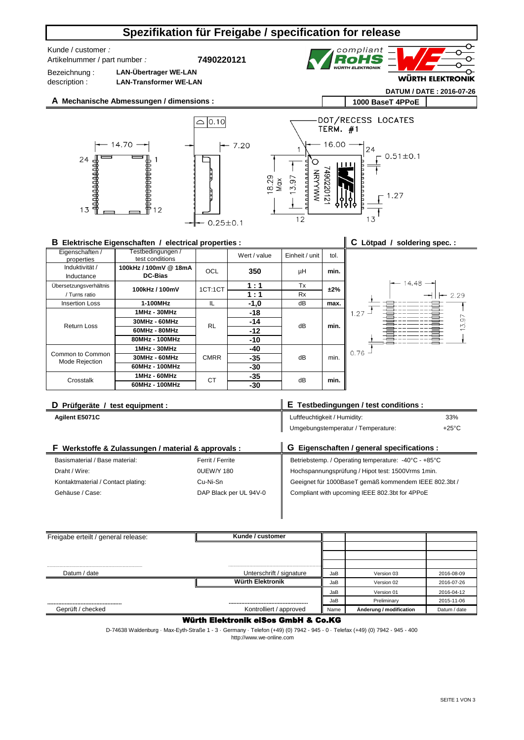# Spezifikation für Freigabe / specification for release

Kunde / customer :

Artikelnummer / part number : **7490220121**

Bezeichnung : **LAN-Übertrager WE-LAN**

description : **LAN-Transformer WE-LAN**

compliant RoHS WÜRTH ELEKTRONIK

WÜRTH ELEKTRONIK

**DATUM / DATE : 2016-07-26**

## A Mechanische Abmessungen / dimensions :

**1000 BaseT 4PPoE**

14.70 | 7.20 | 0.10 | 0.25±0.1 | 24 | 1 | 13 | 12

DOT/RECESS LOCATES TERM. #1

16.00 | 18.29 Max | 13.97 | 0.51±0.1 | 1.27 | 7490220121 | NRYYWW

## B Elektrische Eigenschaften / electrical properties :

| Eigenschaften / properties | Testbedingungen / test conditions | | Wert / value | Einheit / unit | tol. |
|---|---|---|---|---|---|
| Induktivität / Inductance | **100kHz / 100mV @ 18mA DC-Bias** | OCL | **350** | µH | **min.** |
| Übersetzungsverhältnis / Turns ratio | **100kHz / 100mV** | 1CT:1CT | **1 : 1** | Tx | **±2%** |
| | | | **1 : 1** | Rx | |
| Insertion Loss | **1-100MHz** | IL | **-1,0** | dB | **max.** |
| Return Loss | **1MHz - 30MHz** | RL | **-18** | dB | **min.** |
| | **30MHz - 60MHz** | | **-14** | | |
| | **60MHz - 80MHz** | | **-12** | | |
| | **80MHz - 100MHz** | | **-10** | | |
| Common to Common Mode Rejection | **1MHz - 30MHz** | CMRR | **-40** | dB | min. |
| | **30MHz - 60MHz** | | **-35** | | |
| | **60MHz - 100MHz** | | **-30** | | |
| Crosstalk | **1MHz - 60MHz** | CT | **-35** | dB | **min.** |
| | **60MHz - 100MHz** | | **-30** | | |

## C Lötpad / soldering spec. :

14.48 | 2.29 | 1.27 | 13.97 | 0.76

## D Prüfgeräte / test equipment :

**Agilent E5071C**

## E Testbedingungen / test conditions :

| | |
|---|---|
| Luftfeuchtigkeit / Humidity: | 33% |
| Umgebungstemperatur / Temperature: | +25°C |

## F Werkstoffe & Zulassungen / material & approvals :

| | |
|---|---|
| Basismaterial / Base material: | Ferrit / Ferrite |
| Draht / Wire: | 0UEW/Y 180 |
| Kontaktmaterial / Contact plating: | Cu-Ni-Sn |
| Gehäuse / Case: | DAP Black per UL 94V-0 |

## G Eigenschaften / general specifications :

Betriebstemp. / Operating temperature: -40°C - +85°C

Hochspannungsprüfung / Hipot test: 1500Vrms 1min.

Geeignet für 1000BaseT gemäß kommendem IEEE 802.3bt /

Compliant with upcoming IEEE 802.3bt for 4PPoE

Freigabe erteilt / general release:

**Kunde / customer**

Datum / date | Unterschrift / signature

**Würth Elektronik**

Geprüft / checked | Kontrolliert / approved

| Name | Änderung / modification | Datum / date |
|---|---|---|
| JaB | Version 03 | 2016-08-09 |
| JaB | Version 02 | 2016-07-26 |
| JaB | Version 01 | 2016-04-12 |
| JaB | Preliminary | 2015-11-06 |

**Würth Elektronik eiSos GmbH & Co.KG**

D-74638 Waldenburg · Max-Eyth-Straße 1 - 3 · Germany · Telefon (+49) (0) 7942 - 945 - 0 · Telefax (+49) (0) 7942 - 945 - 400

http://www.we-online.com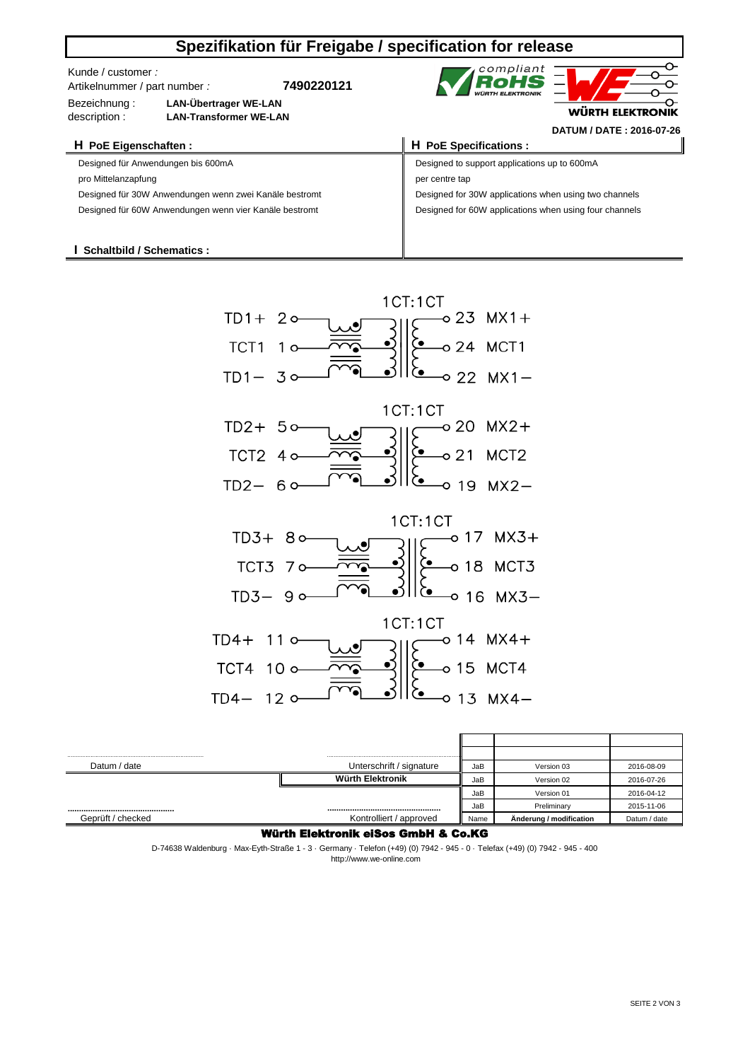# Spezifikation für Freigabe / specification for release

Kunde / customer :

Artikelnummer / part number : **7490220121**

Bezeichnung : **LAN-Übertrager WE-LAN**

description : **LAN-Transformer WE-LAN**

compliant RoHS WÜRTH ELEKTRONIK

WÜRTH ELEKTRONIK

**DATUM / DATE : 2016-07-26**

| **H PoE Eigenschaften :** | **H PoE Specifications :** |
|---|---|
| Designed für Anwendungen bis 600mA | Designed to support applications up to 600mA |
| pro Mittelanzapfung | per centre tap |
| Designed für 30W Anwendungen wenn zwei Kanäle bestromt | Designed for 30W applications when using two channels |
| Designed für 60W Anwendungen wenn vier Kanäle bestromt | Designed for 60W applications when using four channels |

**I Schaltbild / Schematics :**

1CT:1CT
TD1+ 2 — 23 MX1+
TCT1 1 — 24 MCT1
TD1− 3 — 22 MX1−

1CT:1CT
TD2+ 5 — 20 MX2+
TCT2 4 — 21 MCT2
TD2− 6 — 19 MX2−

1CT:1CT
TD3+ 8 — 17 MX3+
TCT3 7 — 18 MCT3
TD3− 9 — 16 MX3−

1CT:1CT
TD4+ 11 — 14 MX4+
TCT4 10 — 15 MCT4
TD4− 12 — 13 MX4−

| Datum / date | Unterschrift / signature | Name | Änderung / modification | Datum / date |
|---|---|---|---|---|
| | | | | |
| | | | | |
| | | JaB | Version 03 | 2016-08-09 |
| | Würth Elektronik | JaB | Version 02 | 2016-07-26 |
| | | JaB | Version 01 | 2016-04-12 |
| Geprüft / checked | Kontrolliert / approved | JaB | Preliminary | 2015-11-06 |

**Würth Elektronik eiSos GmbH & Co.KG**

D-74638 Waldenburg · Max-Eyth-Straße 1 - 3 · Germany · Telefon (+49) (0) 7942 - 945 - 0 · Telefax (+49) (0) 7942 - 945 - 400
http://www.we-online.com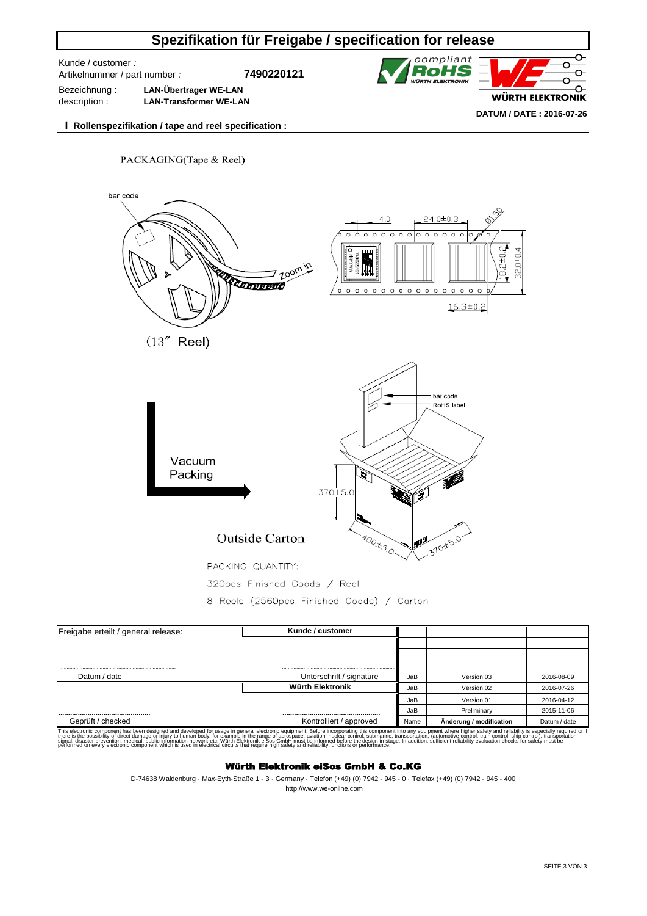# Spezifikation für Freigabe / specification for release

Kunde / customer :

Artikelnummer / part number : **7490220121**

Bezeichnung : **LAN-Übertrager WE-LAN**

description : **LAN-Transformer WE-LAN**

compliant RoHS WÜRTH ELEKTRONIK

WÜRTH ELEKTRONIK

**DATUM / DATE : 2016-07-26**

## I Rollenspezifikation / tape and reel specification :

PACKAGING(Tape & Reel)

bar code

Zoom in

4.0

24.0±0.3

Ø1.50

18.2±0.2

32.0±0.4

16.3±0.2

(13" Reel)

bar code

RoHS label

Vacuum Packing

370±5.0

Outside Carton

400±5.0

370±5.0

PACKING QUANTITY:

320pcs Finished Goods / Reel

8 Reels (2560pcs Finished Goods) / Carton

| Freigabe erteilt / general release: | Kunde / customer | | | |
|---|---|---|---|---|
| | | | | |
| | | | | |
| | | | | |
| Datum / date | Unterschrift / signature | JaB | Version 03 | 2016-08-09 |
| | Würth Elektronik | JaB | Version 02 | 2016-07-26 |
| | | JaB | Version 01 | 2016-04-12 |
| | | JaB | Preliminary | 2015-11-06 |
| Geprüft / checked | Kontrolliert / approved | Name | Änderung / modification | Datum / date |

This electronic component has been designed and developed for usage in general electronic equipment. Before incorporating this component into any equipment where higher safety and reliability is especially required or if there is the possibility of direct damage or injury to human body, for example in the range of aerospace, aviation, nuclear control, submarine, transportation, (automotive control, train control, ship control), transportation signal, disaster prevention, medical, public information network etc, Würth Elektronik eiSos GmbH must be informed before the design-in stage. In addition, sufficient reliability evaluation checks for safety must be performed on every electronic component which is used in electrical circuits that require high safety and reliability functions or performance.

**Würth Elektronik eiSos GmbH & Co.KG**

D-74638 Waldenburg · Max-Eyth-Straße 1 - 3 · Germany · Telefon (+49) (0) 7942 - 945 - 0 · Telefax (+49) (0) 7942 - 945 - 400

http://www.we-online.com